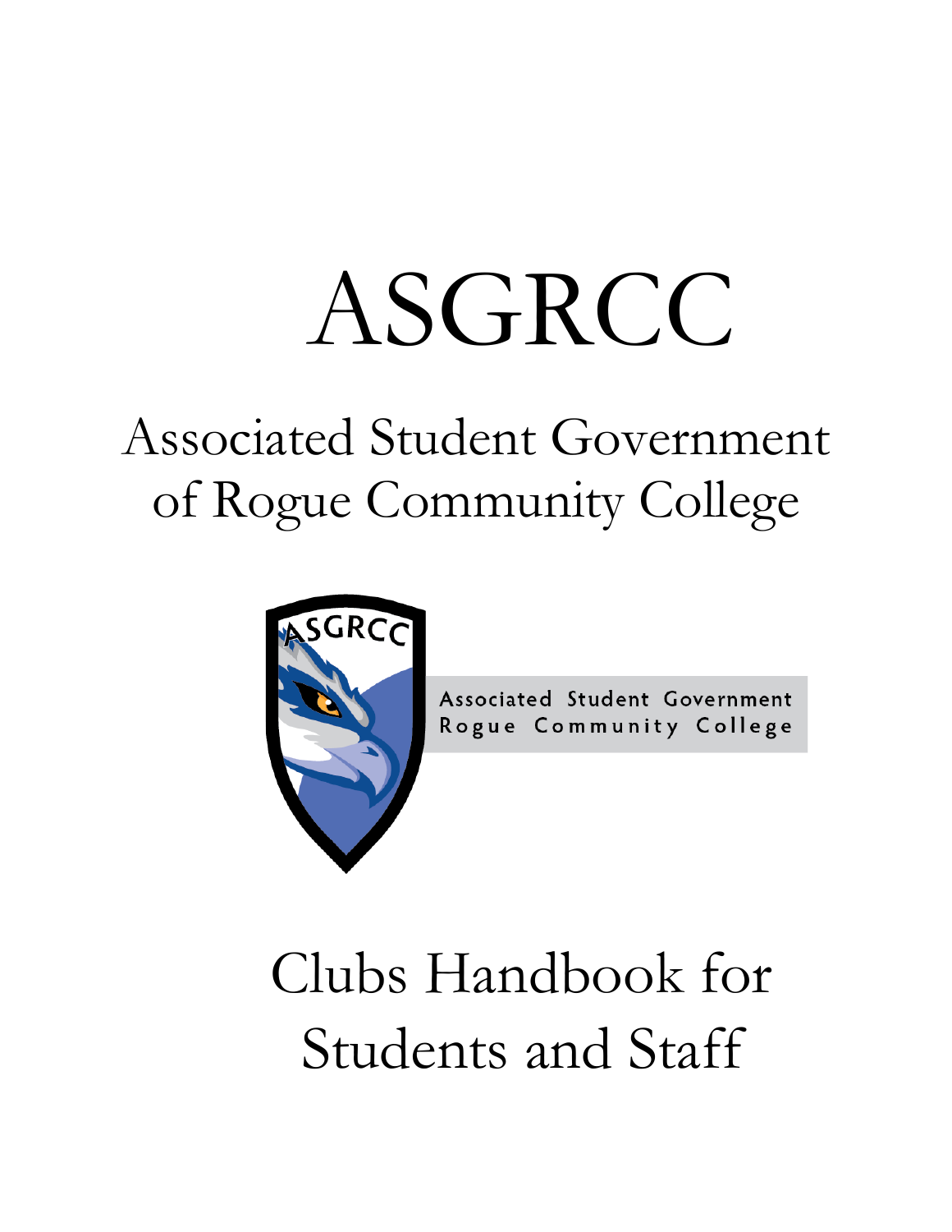# ASGRCC

## Associated Student Government of Rogue Community College

## Clubs Handbook for Students and Staff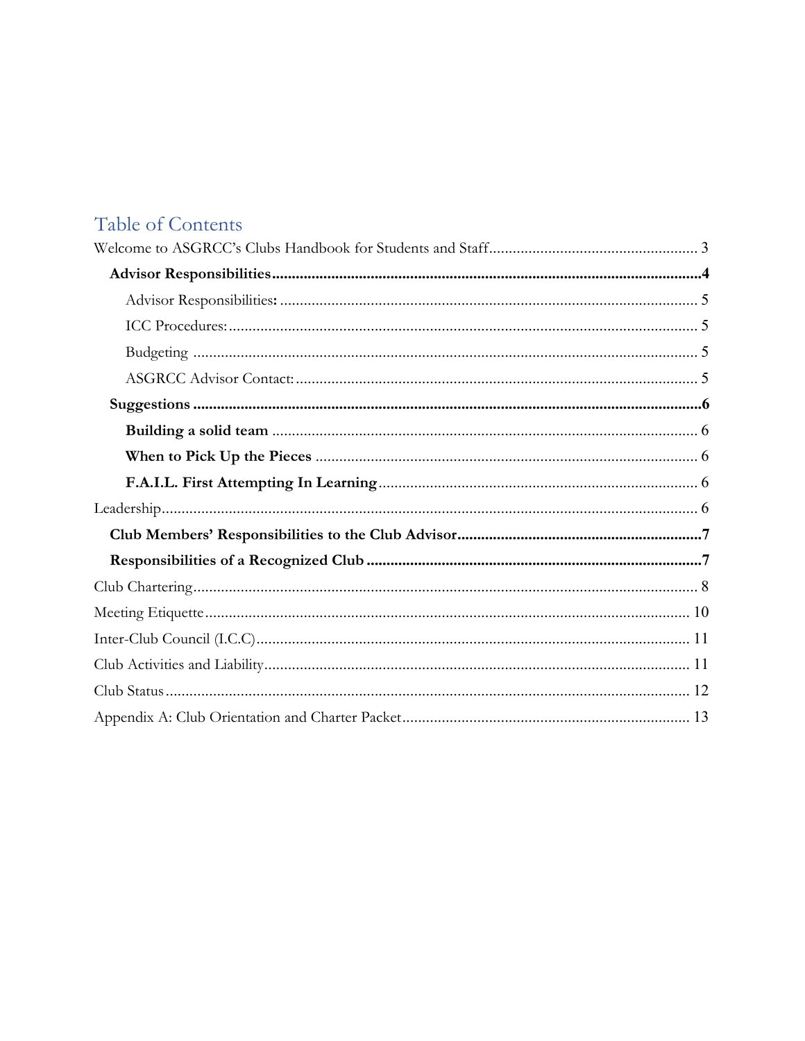## Table of Contents

Welcome to ASGRCC's Clubs Handbook for Students and Staff.................................................... 3

- **Advisor Responsibilities**..........................................................................................................**4**
  - Advisor Responsibilities**:** ........................................................................................................ 5
  - ICC Procedures: ...................................................................................................................... 5
  - Budgeting ............................................................................................................................... 5
  - ASGRCC Advisor Contact: ..................................................................................................... 5
- **Suggestions** ..............................................................................................................................**6**
  - **Building a solid team** ........................................................................................................... 6
  - **When to Pick Up the Pieces** ................................................................................................ 6
  - **F.A.I.L. First Attempting In Learning** ................................................................................ 6

Leadership........................................................................................................................................ 6

- **Club Members' Responsibilities to the Club Advisor**.............................................................**7**
- **Responsibilities of a Recognized Club** ....................................................................................**7**

Club Chartering................................................................................................................................ 8

Meeting Etiquette........................................................................................................................... 10

Inter-Club Council (I.C.C)............................................................................................................. 11

Club Activities and Liability........................................................................................................... 11

Club Status...................................................................................................................................... 12

Appendix A: Club Orientation and Charter Packet....................................................................... 13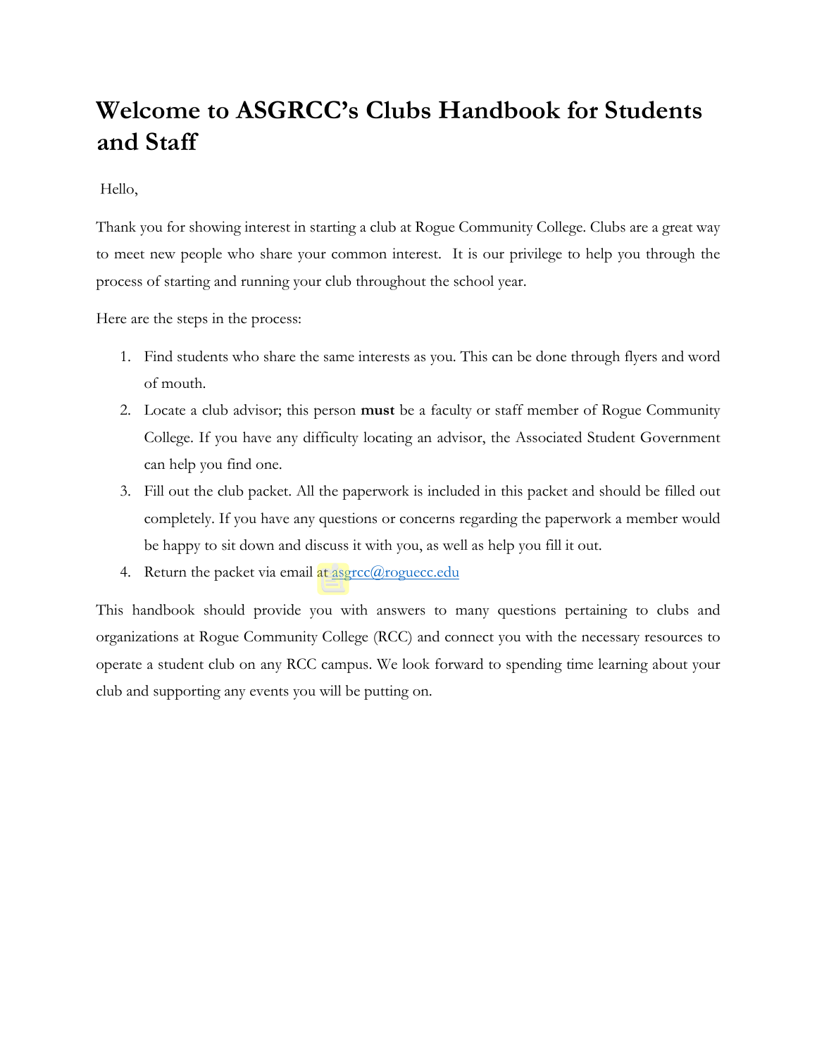# Welcome to ASGRCC's Clubs Handbook for Students and Staff

Hello,

Thank you for showing interest in starting a club at Rogue Community College. Clubs are a great way to meet new people who share your common interest. It is our privilege to help you through the process of starting and running your club throughout the school year.

Here are the steps in the process:

1. Find students who share the same interests as you. This can be done through flyers and word of mouth.
2. Locate a club advisor; this person **must** be a faculty or staff member of Rogue Community College. If you have any difficulty locating an advisor, the Associated Student Government can help you find one.
3. Fill out the club packet. All the paperwork is included in this packet and should be filled out completely. If you have any questions or concerns regarding the paperwork a member would be happy to sit down and discuss it with you, as well as help you fill it out.
4. Return the packet via email at asgrcc@roguecc.edu

This handbook should provide you with answers to many questions pertaining to clubs and organizations at Rogue Community College (RCC) and connect you with the necessary resources to operate a student club on any RCC campus. We look forward to spending time learning about your club and supporting any events you will be putting on.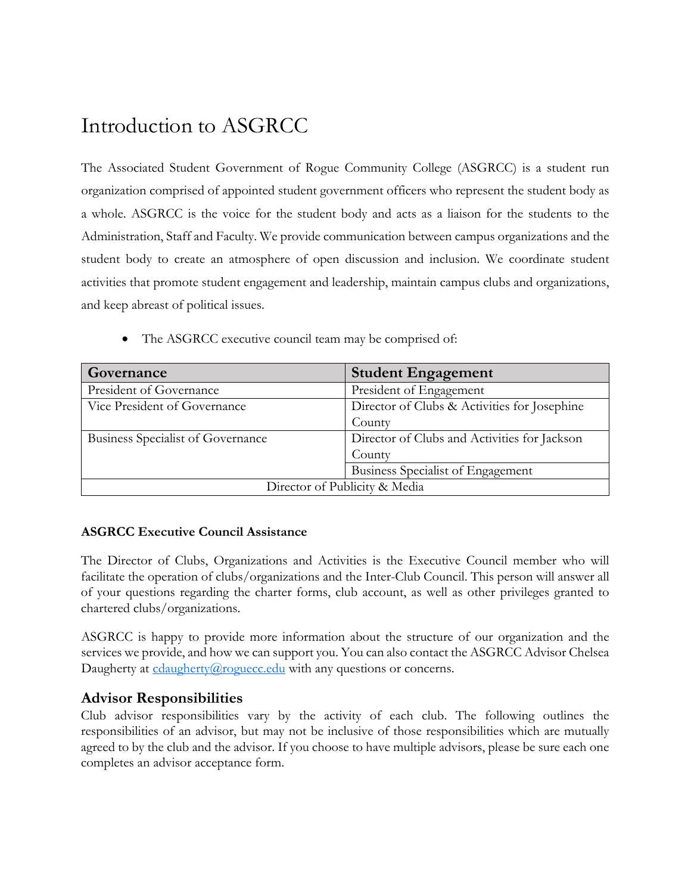# Introduction to ASGRCC

The Associated Student Government of Rogue Community College (ASGRCC) is a student run organization comprised of appointed student government officers who represent the student body as a whole. ASGRCC is the voice for the student body and acts as a liaison for the students to the Administration, Staff and Faculty. We provide communication between campus organizations and the student body to create an atmosphere of open discussion and inclusion. We coordinate student activities that promote student engagement and leadership, maintain campus clubs and organizations, and keep abreast of political issues.

- The ASGRCC executive council team may be comprised of:

| Governance | Student Engagement |
|---|---|
| President of Governance | President of Engagement |
| Vice President of Governance | Director of Clubs & Activities for Josephine County |
| Business Specialist of Governance | Director of Clubs and Activities for Jackson County |
| | Business Specialist of Engagement |
| Director of Publicity & Media | |

**ASGRCC Executive Council Assistance**

The Director of Clubs, Organizations and Activities is the Executive Council member who will facilitate the operation of clubs/organizations and the Inter-Club Council. This person will answer all of your questions regarding the charter forms, club account, as well as other privileges granted to chartered clubs/organizations.

ASGRCC is happy to provide more information about the structure of our organization and the services we provide, and how we can support you. You can also contact the ASGRCC Advisor Chelsea Daugherty at cdaugherty@roguecc.edu with any questions or concerns.

## Advisor Responsibilities

Club advisor responsibilities vary by the activity of each club. The following outlines the responsibilities of an advisor, but may not be inclusive of those responsibilities which are mutually agreed to by the club and the advisor. If you choose to have multiple advisors, please be sure each one completes an advisor acceptance form.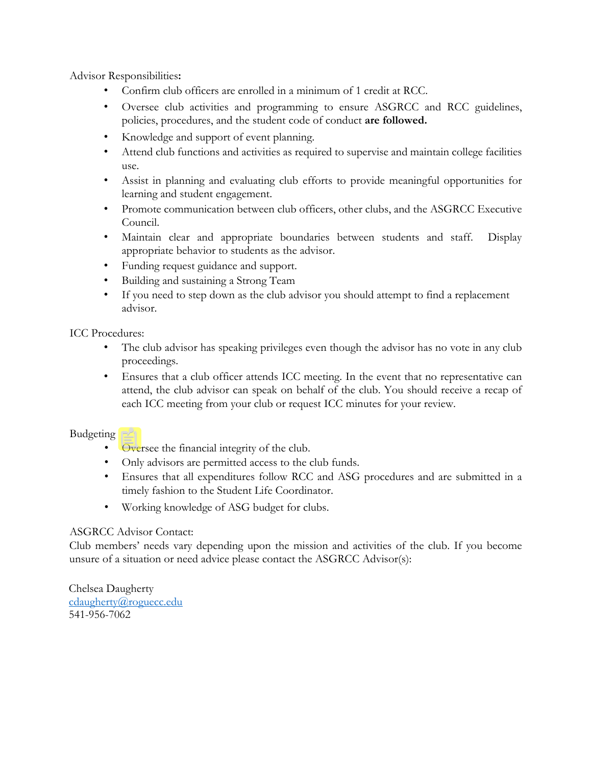Advisor Responsibilities**:**

- Confirm club officers are enrolled in a minimum of 1 credit at RCC.
- Oversee club activities and programming to ensure ASGRCC and RCC guidelines, policies, procedures, and the student code of conduct **are followed.**
- Knowledge and support of event planning.
- Attend club functions and activities as required to supervise and maintain college facilities use.
- Assist in planning and evaluating club efforts to provide meaningful opportunities for learning and student engagement.
- Promote communication between club officers, other clubs, and the ASGRCC Executive Council.
- Maintain clear and appropriate boundaries between students and staff. Display appropriate behavior to students as the advisor.
- Funding request guidance and support.
- Building and sustaining a Strong Team
- If you need to step down as the club advisor you should attempt to find a replacement advisor.

ICC Procedures:

- The club advisor has speaking privileges even though the advisor has no vote in any club proceedings.
- Ensures that a club officer attends ICC meeting. In the event that no representative can attend, the club advisor can speak on behalf of the club. You should receive a recap of each ICC meeting from your club or request ICC minutes for your review.

Budgeting

- Oversee the financial integrity of the club.
- Only advisors are permitted access to the club funds.
- Ensures that all expenditures follow RCC and ASG procedures and are submitted in a timely fashion to the Student Life Coordinator.
- Working knowledge of ASG budget for clubs.

ASGRCC Advisor Contact:

Club members' needs vary depending upon the mission and activities of the club. If you become unsure of a situation or need advice please contact the ASGRCC Advisor(s):

Chelsea Daugherty
cdaugherty@roguecc.edu
541-956-7062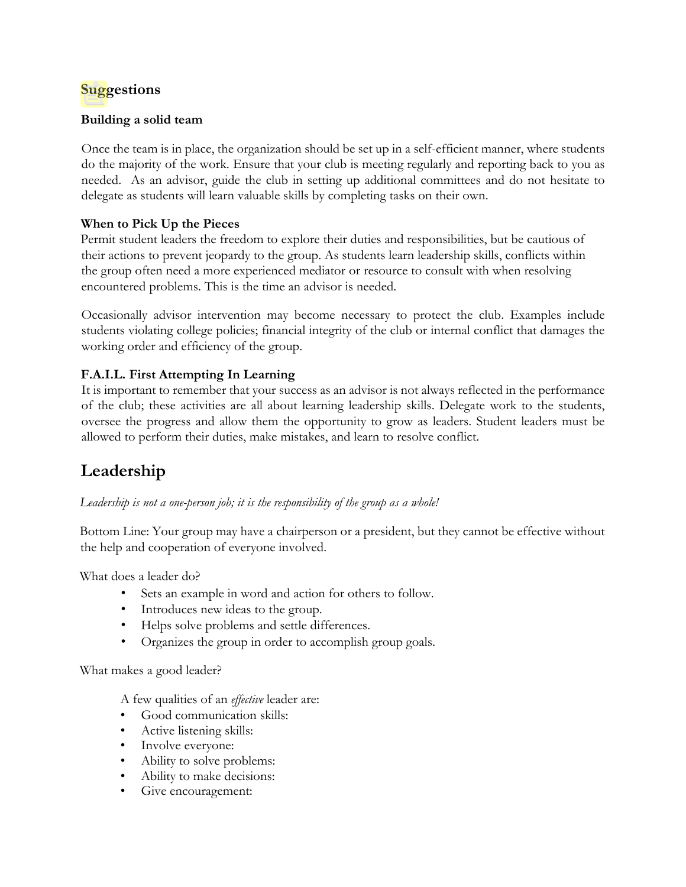## Suggestions

### Building a solid team

Once the team is in place, the organization should be set up in a self-efficient manner, where students do the majority of the work. Ensure that your club is meeting regularly and reporting back to you as needed. As an advisor, guide the club in setting up additional committees and do not hesitate to delegate as students will learn valuable skills by completing tasks on their own.

### When to Pick Up the Pieces

Permit student leaders the freedom to explore their duties and responsibilities, but be cautious of their actions to prevent jeopardy to the group. As students learn leadership skills, conflicts within the group often need a more experienced mediator or resource to consult with when resolving encountered problems. This is the time an advisor is needed.

Occasionally advisor intervention may become necessary to protect the club. Examples include students violating college policies; financial integrity of the club or internal conflict that damages the working order and efficiency of the group.

### F.A.I.L. First Attempting In Learning

It is important to remember that your success as an advisor is not always reflected in the performance of the club; these activities are all about learning leadership skills. Delegate work to the students, oversee the progress and allow them the opportunity to grow as leaders. Student leaders must be allowed to perform their duties, make mistakes, and learn to resolve conflict.

# Leadership

*Leadership is not a one-person job; it is the responsibility of the group as a whole!*

Bottom Line: Your group may have a chairperson or a president, but they cannot be effective without the help and cooperation of everyone involved.

What does a leader do?

- Sets an example in word and action for others to follow.
- Introduces new ideas to the group.
- Helps solve problems and settle differences.
- Organizes the group in order to accomplish group goals.

What makes a good leader?

A few qualities of an *effective* leader are:

- Good communication skills:
- Active listening skills:
- Involve everyone:
- Ability to solve problems:
- Ability to make decisions:
- Give encouragement: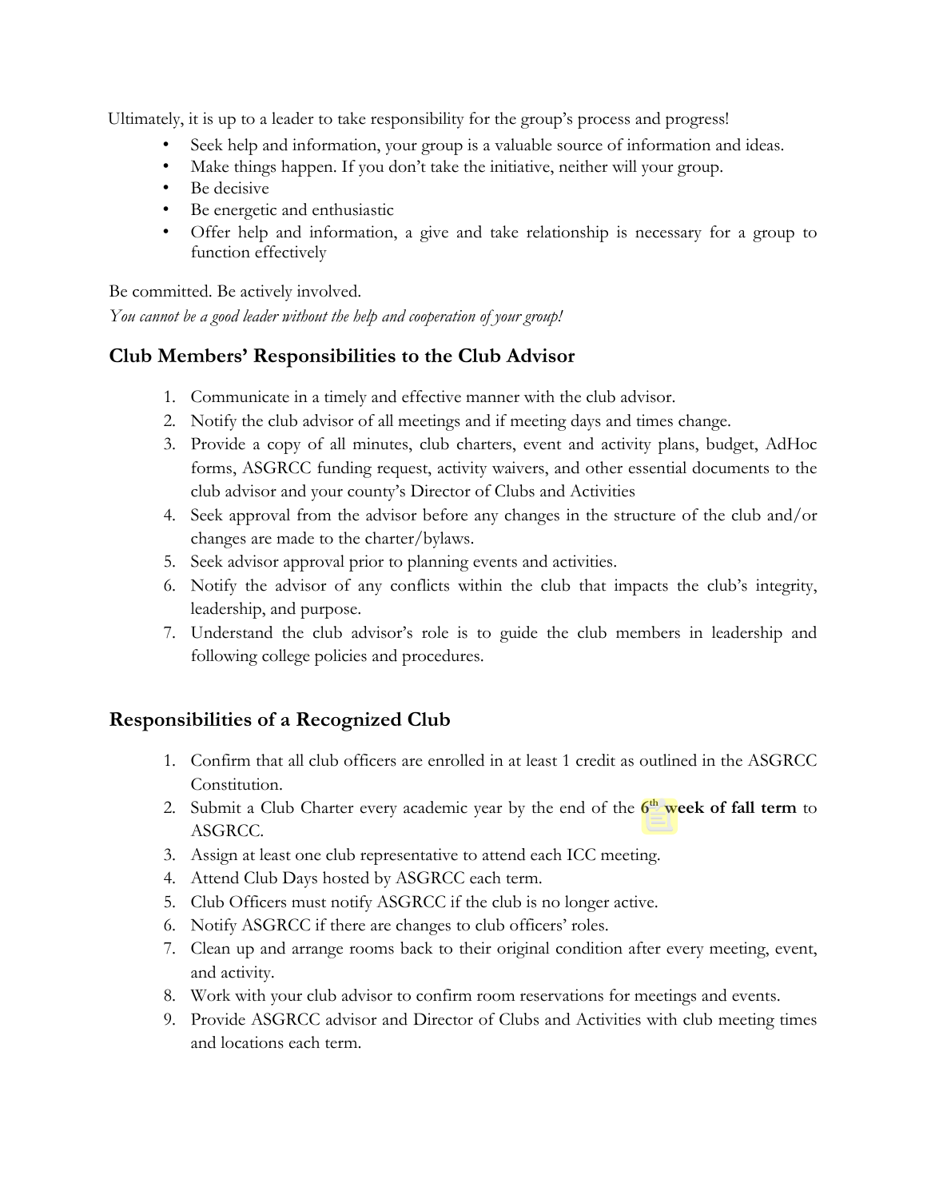Ultimately, it is up to a leader to take responsibility for the group's process and progress!

- Seek help and information, your group is a valuable source of information and ideas.
- Make things happen. If you don't take the initiative, neither will your group.
- Be decisive
- Be energetic and enthusiastic
- Offer help and information, a give and take relationship is necessary for a group to function effectively

Be committed. Be actively involved.
*You cannot be a good leader without the help and cooperation of your group!*

## Club Members' Responsibilities to the Club Advisor

1. Communicate in a timely and effective manner with the club advisor.
2. Notify the club advisor of all meetings and if meeting days and times change.
3. Provide a copy of all minutes, club charters, event and activity plans, budget, AdHoc forms, ASGRCC funding request, activity waivers, and other essential documents to the club advisor and your county's Director of Clubs and Activities
4. Seek approval from the advisor before any changes in the structure of the club and/or changes are made to the charter/bylaws.
5. Seek advisor approval prior to planning events and activities.
6. Notify the advisor of any conflicts within the club that impacts the club's integrity, leadership, and purpose.
7. Understand the club advisor's role is to guide the club members in leadership and following college policies and procedures.

## Responsibilities of a Recognized Club

1. Confirm that all club officers are enrolled in at least 1 credit as outlined in the ASGRCC Constitution.
2. Submit a Club Charter every academic year by the end of the **6th week of fall term** to ASGRCC.
3. Assign at least one club representative to attend each ICC meeting.
4. Attend Club Days hosted by ASGRCC each term.
5. Club Officers must notify ASGRCC if the club is no longer active.
6. Notify ASGRCC if there are changes to club officers' roles.
7. Clean up and arrange rooms back to their original condition after every meeting, event, and activity.
8. Work with your club advisor to confirm room reservations for meetings and events.
9. Provide ASGRCC advisor and Director of Clubs and Activities with club meeting times and locations each term.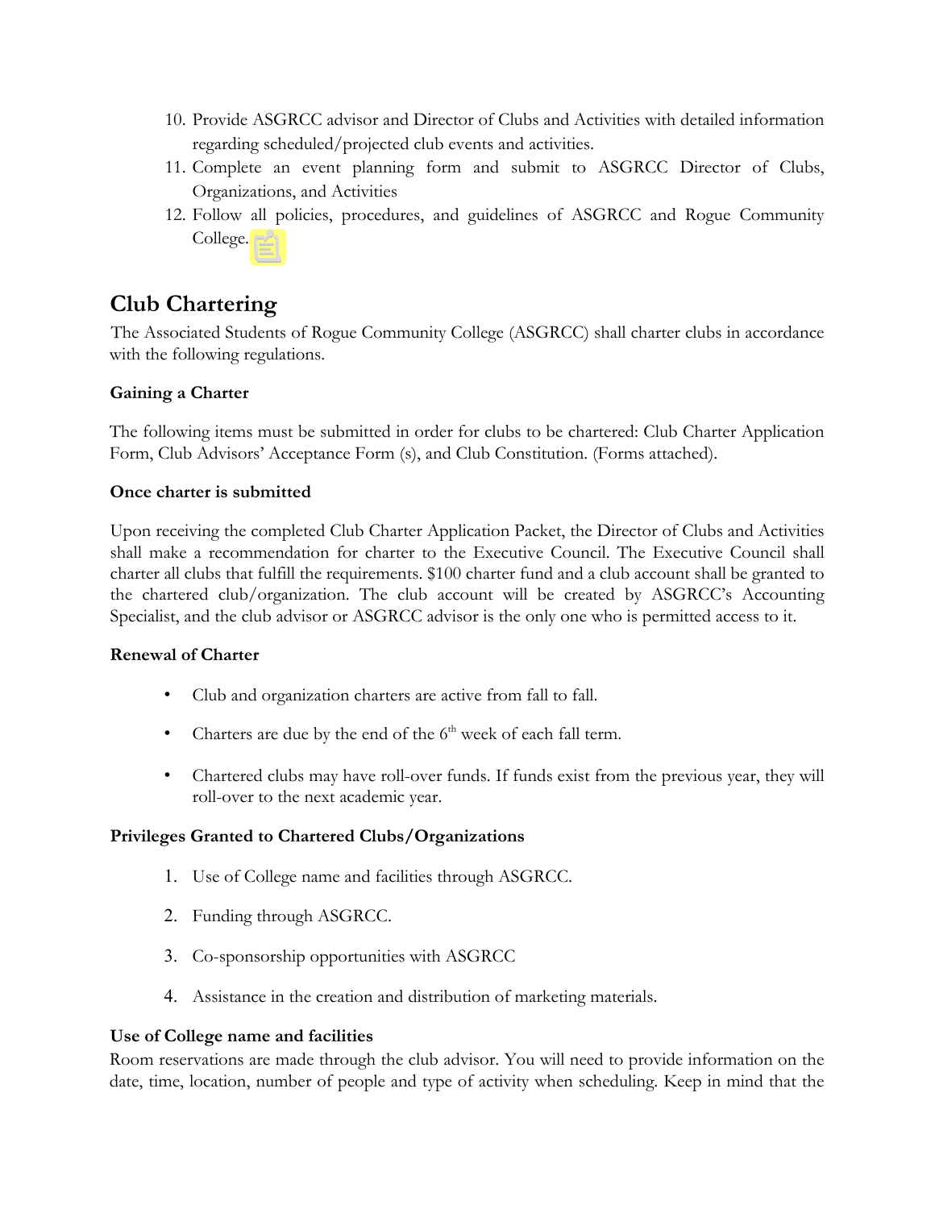10. Provide ASGRCC advisor and Director of Clubs and Activities with detailed information regarding scheduled/projected club events and activities.
11. Complete an event planning form and submit to ASGRCC Director of Clubs, Organizations, and Activities
12. Follow all policies, procedures, and guidelines of ASGRCC and Rogue Community College.

## Club Chartering

The Associated Students of Rogue Community College (ASGRCC) shall charter clubs in accordance with the following regulations.

**Gaining a Charter**

The following items must be submitted in order for clubs to be chartered: Club Charter Application Form, Club Advisors' Acceptance Form (s), and Club Constitution. (Forms attached).

**Once charter is submitted**

Upon receiving the completed Club Charter Application Packet, the Director of Clubs and Activities shall make a recommendation for charter to the Executive Council. The Executive Council shall charter all clubs that fulfill the requirements. $100 charter fund and a club account shall be granted to the chartered club/organization. The club account will be created by ASGRCC's Accounting Specialist, and the club advisor or ASGRCC advisor is the only one who is permitted access to it.

**Renewal of Charter**

- Club and organization charters are active from fall to fall.
- Charters are due by the end of the 6th week of each fall term.
- Chartered clubs may have roll-over funds. If funds exist from the previous year, they will roll-over to the next academic year.

**Privileges Granted to Chartered Clubs/Organizations**

1. Use of College name and facilities through ASGRCC.
2. Funding through ASGRCC.
3. Co-sponsorship opportunities with ASGRCC
4. Assistance in the creation and distribution of marketing materials.

**Use of College name and facilities**

Room reservations are made through the club advisor. You will need to provide information on the date, time, location, number of people and type of activity when scheduling. Keep in mind that the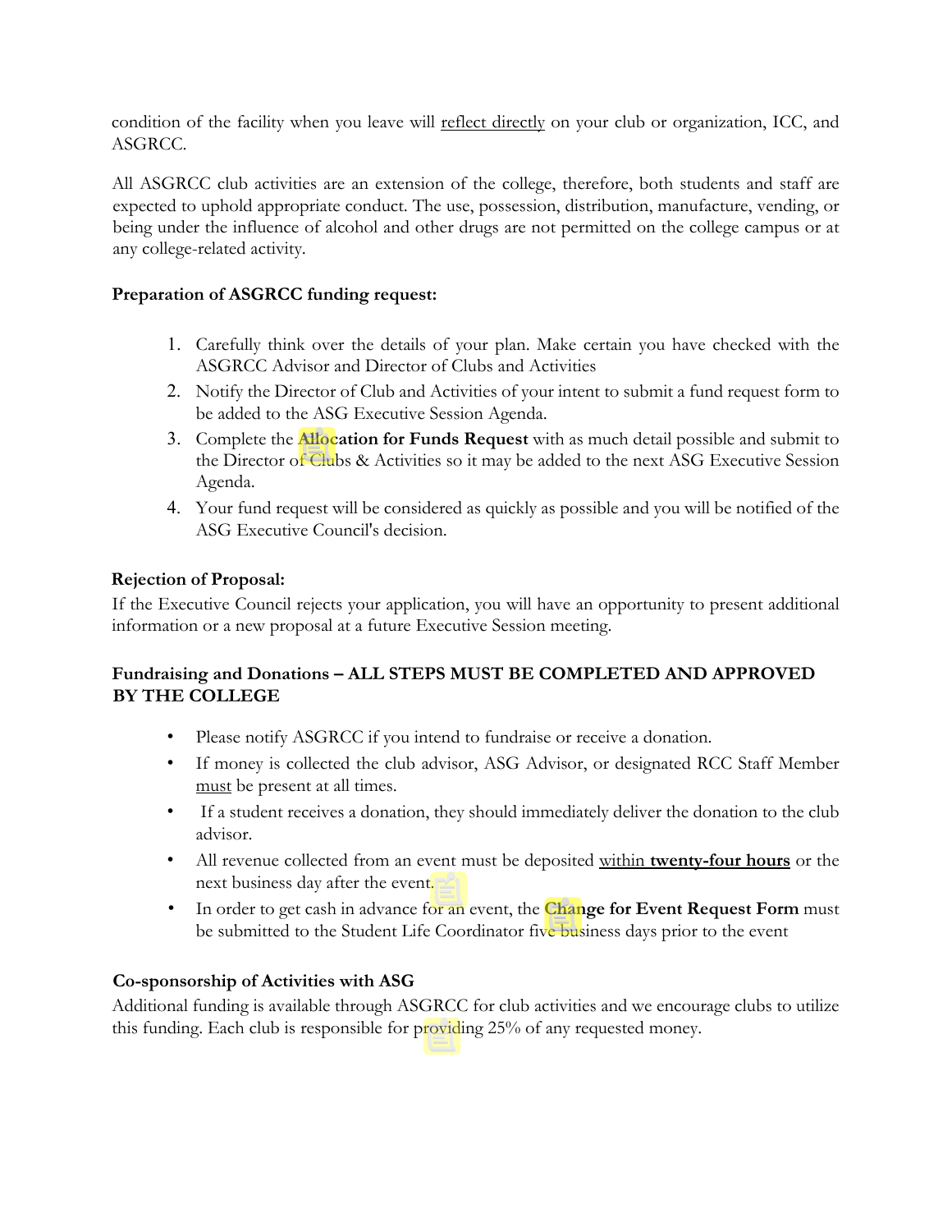condition of the facility when you leave will <u>reflect directly</u> on your club or organization, ICC, and ASGRCC.

All ASGRCC club activities are an extension of the college, therefore, both students and staff are expected to uphold appropriate conduct. The use, possession, distribution, manufacture, vending, or being under the influence of alcohol and other drugs are not permitted on the college campus or at any college-related activity.

**Preparation of ASGRCC funding request:**

1. Carefully think over the details of your plan. Make certain you have checked with the ASGRCC Advisor and Director of Clubs and Activities
2. Notify the Director of Club and Activities of your intent to submit a fund request form to be added to the ASG Executive Session Agenda.
3. Complete the **Allocation for Funds Request** with as much detail possible and submit to the Director of Clubs & Activities so it may be added to the next ASG Executive Session Agenda.
4. Your fund request will be considered as quickly as possible and you will be notified of the ASG Executive Council's decision.

**Rejection of Proposal:**

If the Executive Council rejects your application, you will have an opportunity to present additional information or a new proposal at a future Executive Session meeting.

**Fundraising and Donations – ALL STEPS MUST BE COMPLETED AND APPROVED BY THE COLLEGE**

- Please notify ASGRCC if you intend to fundraise or receive a donation.
- If money is collected the club advisor, ASG Advisor, or designated RCC Staff Member <u>must</u> be present at all times.
- If a student receives a donation, they should immediately deliver the donation to the club advisor.
- All revenue collected from an event must be deposited <u>within **twenty-four hours**</u> or the next business day after the event.
- In order to get cash in advance for an event, the **Change for Event Request Form** must be submitted to the Student Life Coordinator five business days prior to the event

**Co-sponsorship of Activities with ASG**

Additional funding is available through ASGRCC for club activities and we encourage clubs to utilize this funding. Each club is responsible for providing 25% of any requested money.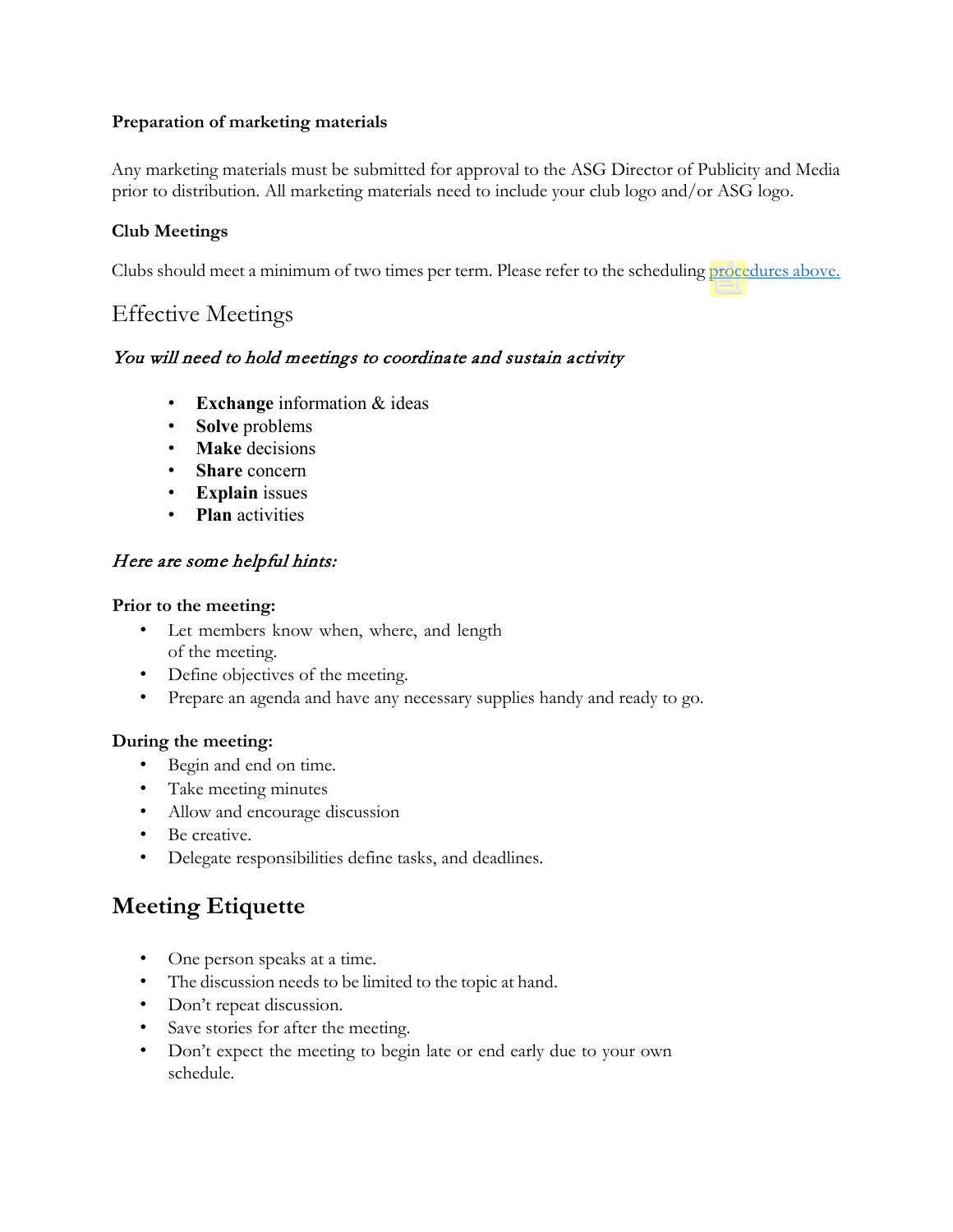**Preparation of marketing materials**

Any marketing materials must be submitted for approval to the ASG Director of Publicity and Media prior to distribution. All marketing materials need to include your club logo and/or ASG logo.

**Club Meetings**

Clubs should meet a minimum of two times per term. Please refer to the scheduling procedures above.

## Effective Meetings

*You will need to hold meetings to coordinate and sustain activity*

- **Exchange** information & ideas
- **Solve** problems
- **Make** decisions
- **Share** concern
- **Explain** issues
- **Plan** activities

*Here are some helpful hints:*

**Prior to the meeting:**

- Let members know when, where, and length of the meeting.
- Define objectives of the meeting.
- Prepare an agenda and have any necessary supplies handy and ready to go.

**During the meeting:**

- Begin and end on time.
- Take meeting minutes
- Allow and encourage discussion
- Be creative.
- Delegate responsibilities define tasks, and deadlines.

## Meeting Etiquette

- One person speaks at a time.
- The discussion needs to be limited to the topic at hand.
- Don't repeat discussion.
- Save stories for after the meeting.
- Don't expect the meeting to begin late or end early due to your own schedule.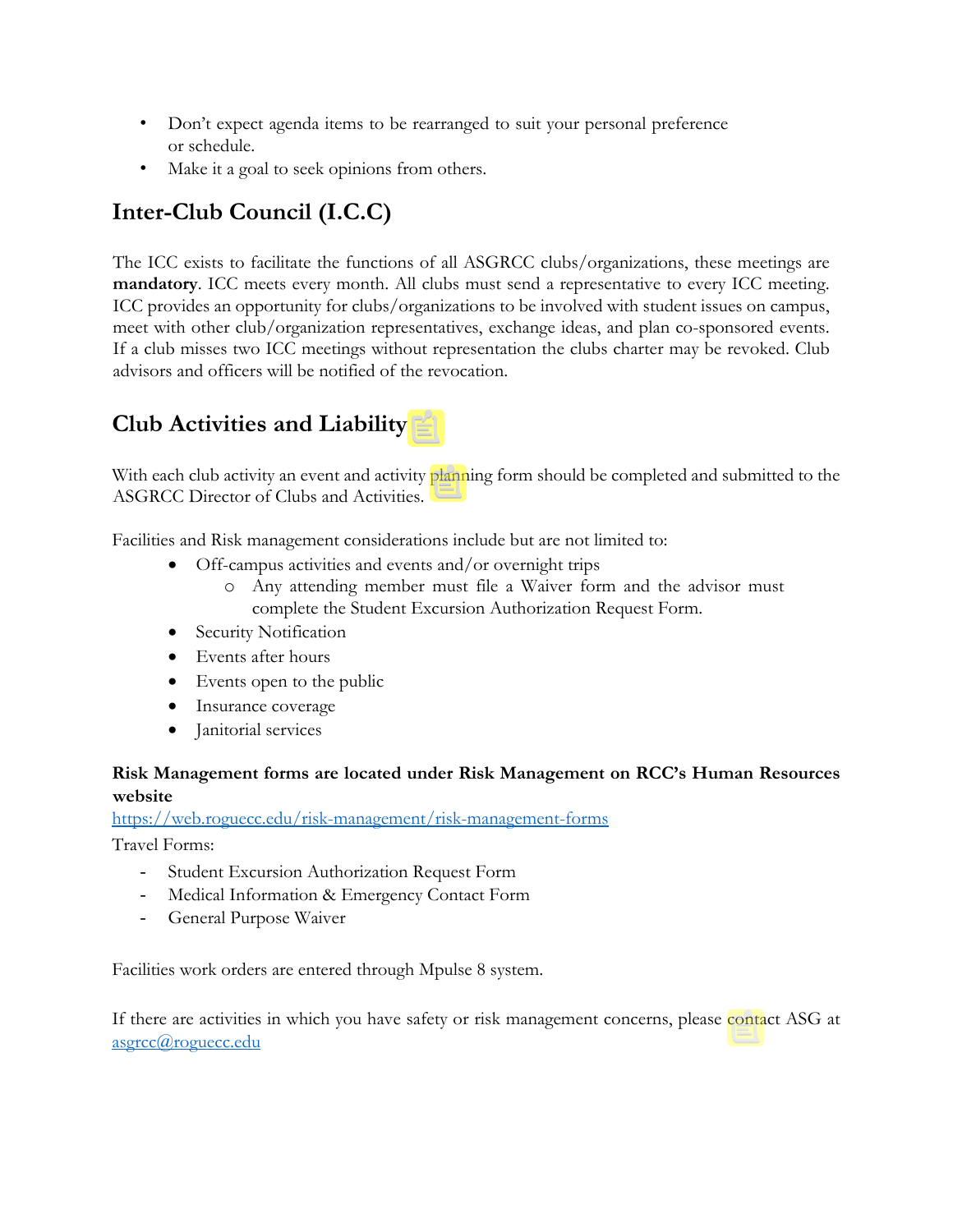- Don't expect agenda items to be rearranged to suit your personal preference or schedule.
- Make it a goal to seek opinions from others.

## Inter-Club Council (I.C.C)

The ICC exists to facilitate the functions of all ASGRCC clubs/organizations, these meetings are **mandatory**. ICC meets every month. All clubs must send a representative to every ICC meeting. ICC provides an opportunity for clubs/organizations to be involved with student issues on campus, meet with other club/organization representatives, exchange ideas, and plan co-sponsored events. If a club misses two ICC meetings without representation the clubs charter may be revoked. Club advisors and officers will be notified of the revocation.

## Club Activities and Liability

With each club activity an event and activity planning form should be completed and submitted to the ASGRCC Director of Clubs and Activities.

Facilities and Risk management considerations include but are not limited to:

- Off-campus activities and events and/or overnight trips
  - Any attending member must file a Waiver form and the advisor must complete the Student Excursion Authorization Request Form.
- Security Notification
- Events after hours
- Events open to the public
- Insurance coverage
- Janitorial services

**Risk Management forms are located under Risk Management on RCC's Human Resources website**
https://web.roguecc.edu/risk-management/risk-management-forms

Travel Forms:

- Student Excursion Authorization Request Form
- Medical Information & Emergency Contact Form
- General Purpose Waiver

Facilities work orders are entered through Mpulse 8 system.

If there are activities in which you have safety or risk management concerns, please contact ASG at asgrcc@roguecc.edu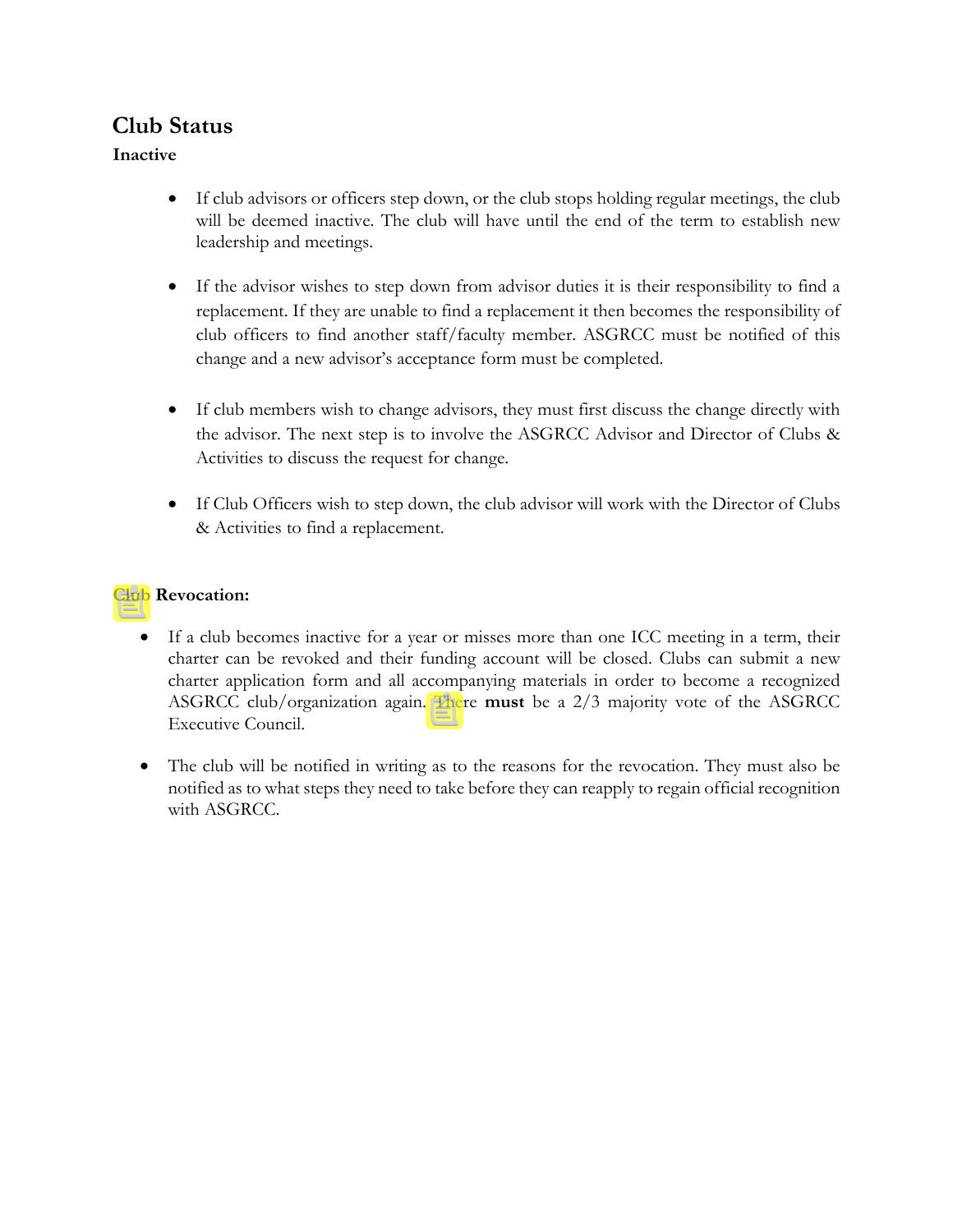## Club Status

### Inactive

- If club advisors or officers step down, or the club stops holding regular meetings, the club will be deemed inactive. The club will have until the end of the term to establish new leadership and meetings.

- If the advisor wishes to step down from advisor duties it is their responsibility to find a replacement. If they are unable to find a replacement it then becomes the responsibility of club officers to find another staff/faculty member. ASGRCC must be notified of this change and a new advisor's acceptance form must be completed.

- If club members wish to change advisors, they must first discuss the change directly with the advisor. The next step is to involve the ASGRCC Advisor and Director of Clubs & Activities to discuss the request for change.

- If Club Officers wish to step down, the club advisor will work with the Director of Clubs & Activities to find a replacement.

### Club Revocation:

- If a club becomes inactive for a year or misses more than one ICC meeting in a term, their charter can be revoked and their funding account will be closed. Clubs can submit a new charter application form and all accompanying materials in order to become a recognized ASGRCC club/organization again. There **must** be a 2/3 majority vote of the ASGRCC Executive Council.

- The club will be notified in writing as to the reasons for the revocation. They must also be notified as to what steps they need to take before they can reapply to regain official recognition with ASGRCC.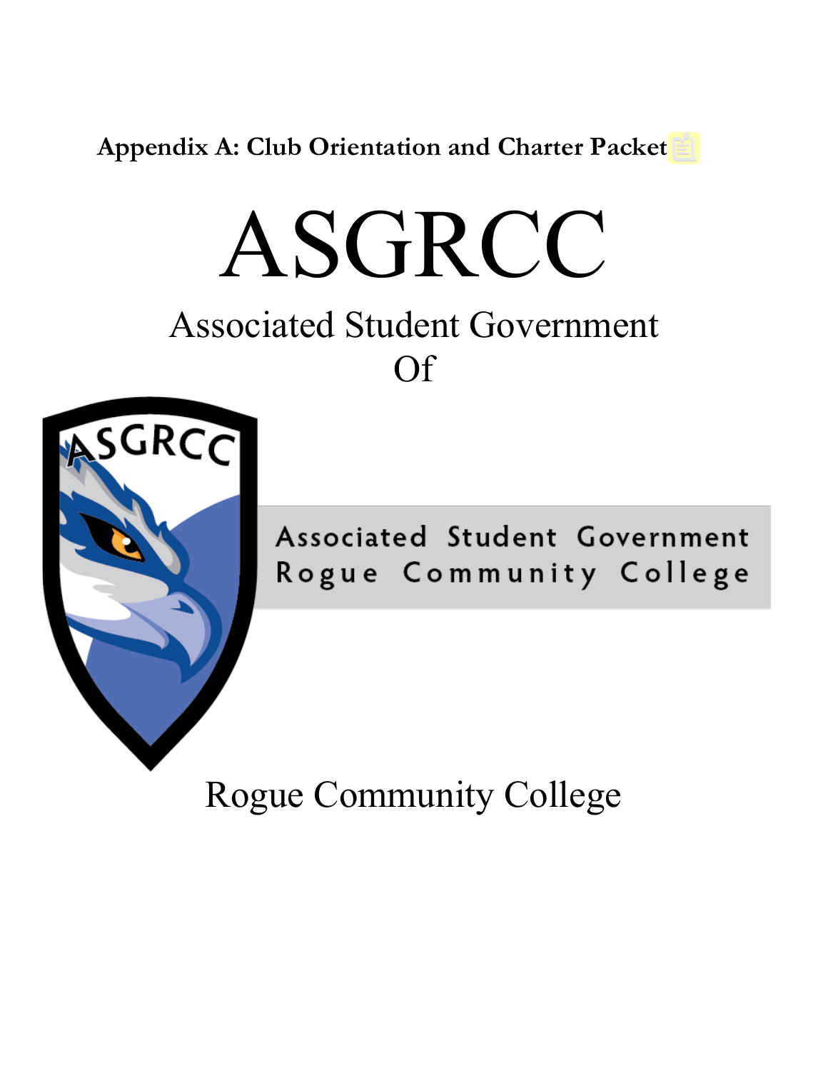**Appendix A: Club Orientation and Charter Packet**

# ASGRCC

## Associated Student Government Of

Associated Student Government Rogue Community College

## Rogue Community College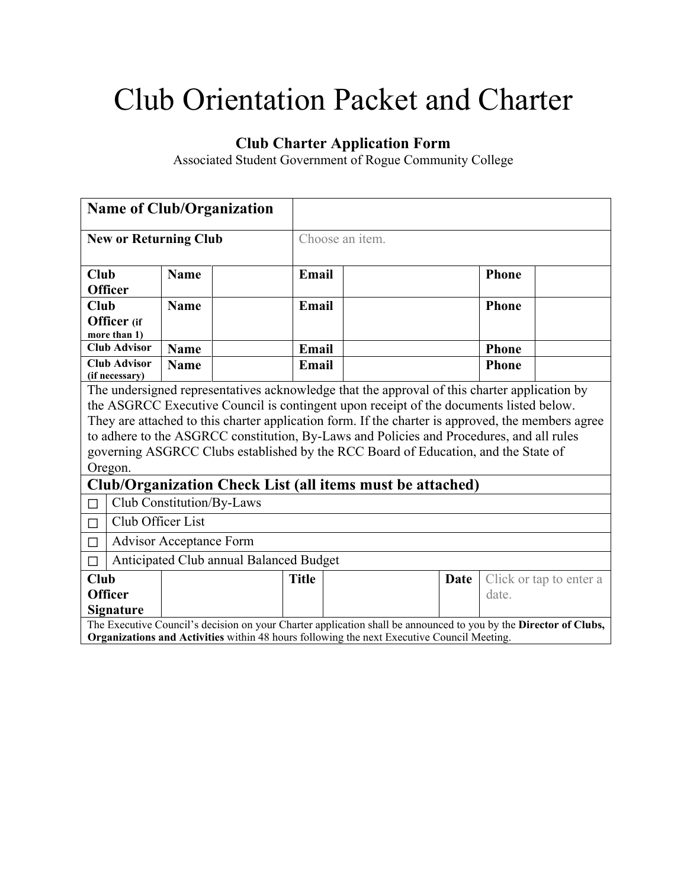# Club Orientation Packet and Charter

### Club Charter Application Form

Associated Student Government of Rogue Community College

| **Name of Club/Organization** | | | | | | |
|---|---|---|---|---|---|---|
| **New or Returning Club** | | | Choose an item. | | | |
| **Club Officer** | **Name** | | **Email** | | **Phone** | |
| **Club Officer** (if more than 1) | **Name** | | **Email** | | **Phone** | |
| **Club Advisor** | **Name** | | **Email** | | **Phone** | |
| **Club Advisor** (if necessary) | **Name** | | **Email** | | **Phone** | |

The undersigned representatives acknowledge that the approval of this charter application by the ASGRCC Executive Council is contingent upon receipt of the documents listed below. They are attached to this charter application form. If the charter is approved, the members agree to adhere to the ASGRCC constitution, By-Laws and Policies and Procedures, and all rules governing ASGRCC Clubs established by the RCC Board of Education, and the State of Oregon.

**Club/Organization Check List (all items must be attached)**

- ☐ Club Constitution/By-Laws
- ☐ Club Officer List
- ☐ Advisor Acceptance Form
- ☐ Anticipated Club annual Balanced Budget

| **Club Officer Signature** | | **Title** | | **Date** | Click or tap to enter a date. |
|---|---|---|---|---|---|

The Executive Council's decision on your Charter application shall be announced to you by the **Director of Clubs, Organizations and Activities** within 48 hours following the next Executive Council Meeting.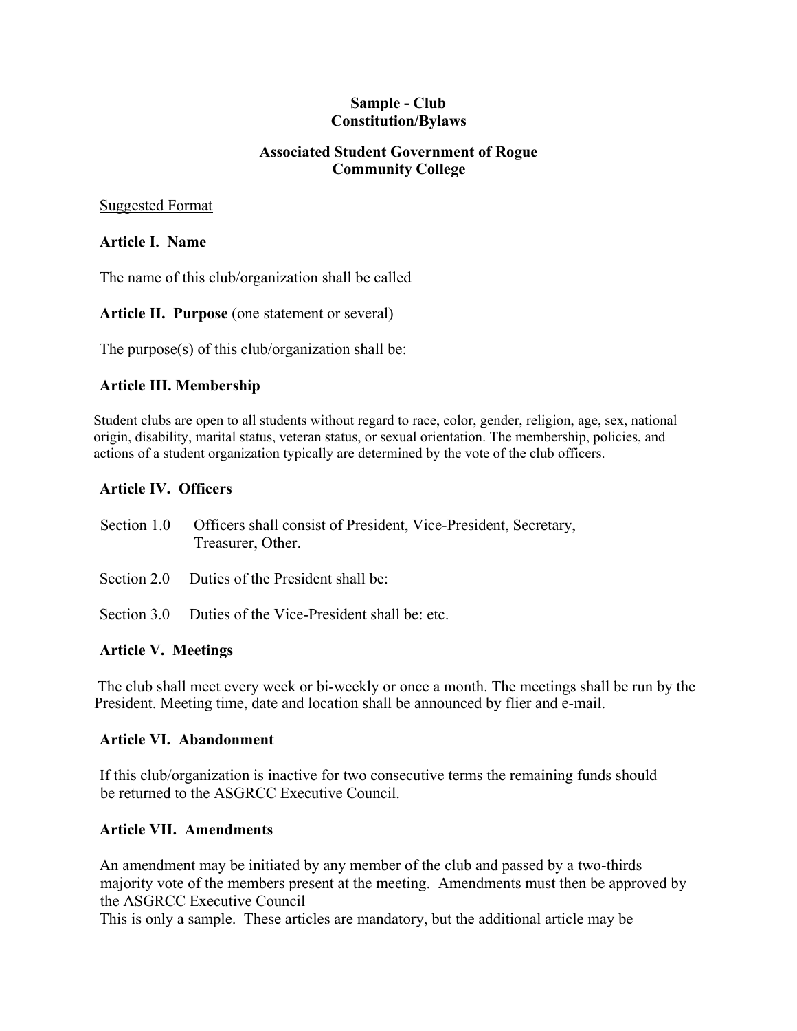**Sample - Club**
**Constitution/Bylaws**

**Associated Student Government of Rogue Community College**

<u>Suggested Format</u>

**Article I. Name**

The name of this club/organization shall be called

**Article II. Purpose** (one statement or several)

The purpose(s) of this club/organization shall be:

**Article III. Membership**

Student clubs are open to all students without regard to race, color, gender, religion, age, sex, national origin, disability, marital status, veteran status, or sexual orientation. The membership, policies, and actions of a student organization typically are determined by the vote of the club officers.

**Article IV. Officers**

Section 1.0 Officers shall consist of President, Vice-President, Secretary, Treasurer, Other.

Section 2.0 Duties of the President shall be:

Section 3.0 Duties of the Vice-President shall be: etc.

**Article V. Meetings**

The club shall meet every week or bi-weekly or once a month. The meetings shall be run by the President. Meeting time, date and location shall be announced by flier and e-mail.

**Article VI. Abandonment**

If this club/organization is inactive for two consecutive terms the remaining funds should be returned to the ASGRCC Executive Council.

**Article VII. Amendments**

An amendment may be initiated by any member of the club and passed by a two-thirds majority vote of the members present at the meeting. Amendments must then be approved by the ASGRCC Executive Council

This is only a sample. These articles are mandatory, but the additional article may be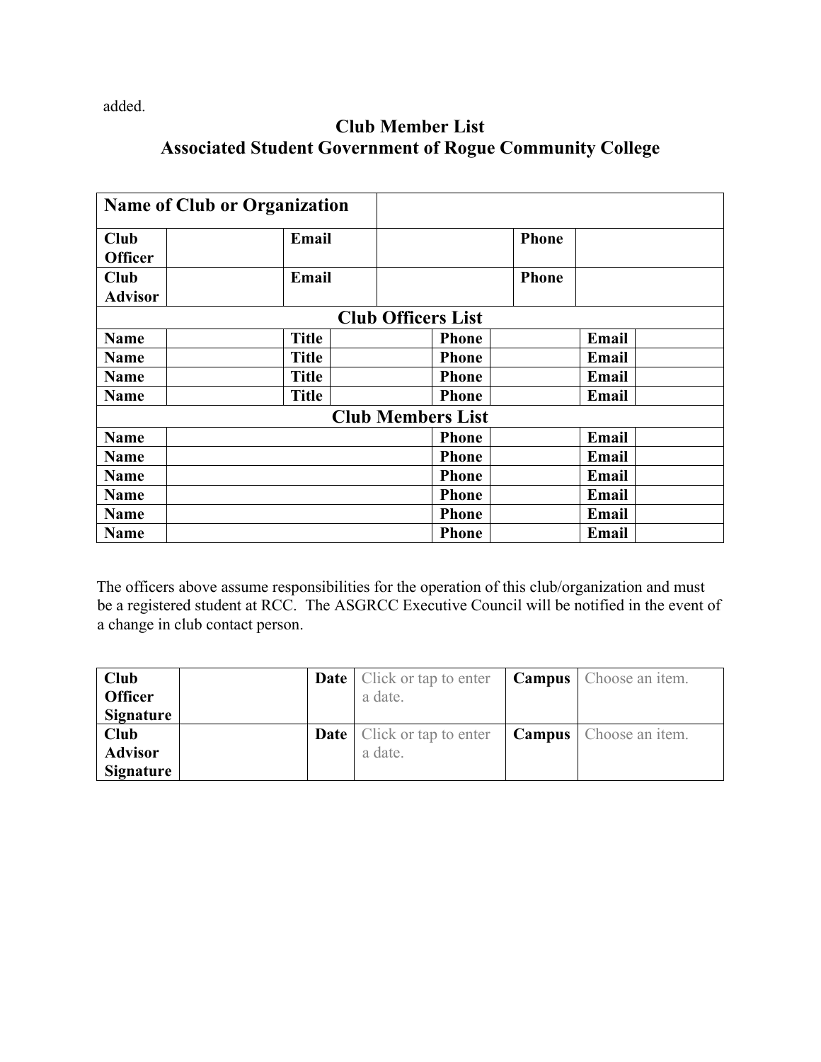added.

## Club Member List
## Associated Student Government of Rogue Community College

| **Name of Club or Organization** | | | | | |
|---|---|---|---|---|---|
| **Club Officer** | | **Email** | | **Phone** | |
| **Club Advisor** | | **Email** | | **Phone** | |

**Club Officers List**

| | | | | | | | |
|---|---|---|---|---|---|---|---|
| **Name** | | **Title** | | **Phone** | | **Email** | |
| **Name** | | **Title** | | **Phone** | | **Email** | |
| **Name** | | **Title** | | **Phone** | | **Email** | |
| **Name** | | **Title** | | **Phone** | | **Email** | |

**Club Members List**

| | | | | | |
|---|---|---|---|---|---|
| **Name** | | **Phone** | | **Email** | |
| **Name** | | **Phone** | | **Email** | |
| **Name** | | **Phone** | | **Email** | |
| **Name** | | **Phone** | | **Email** | |
| **Name** | | **Phone** | | **Email** | |
| **Name** | | **Phone** | | **Email** | |

The officers above assume responsibilities for the operation of this club/organization and must be a registered student at RCC. The ASGRCC Executive Council will be notified in the event of a change in club contact person.

| | | | | | |
|---|---|---|---|---|---|
| **Club Officer Signature** | | **Date** | Click or tap to enter a date. | **Campus** | Choose an item. |
| **Club Advisor Signature** | | **Date** | Click or tap to enter a date. | **Campus** | Choose an item. |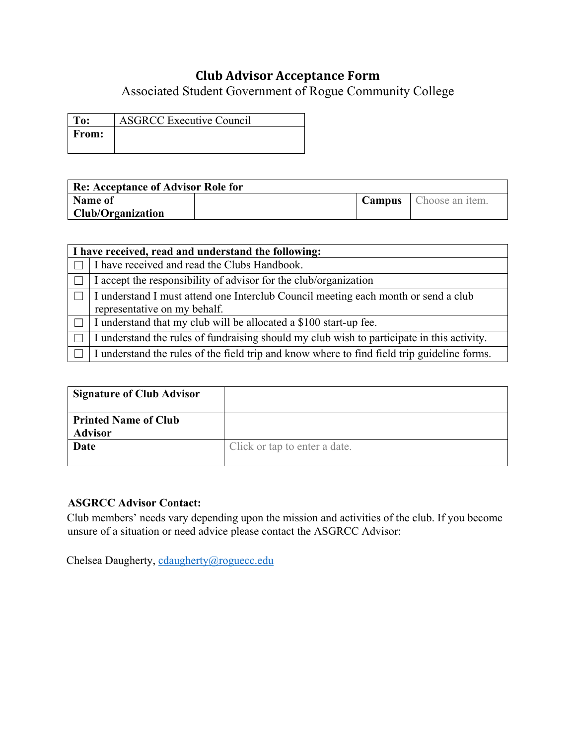# Club Advisor Acceptance Form

Associated Student Government of Rogue Community College

| **To:** | ASGRCC Executive Council |
|---|---|
| **From:** | |

| **Re: Acceptance of Advisor Role for** | | | |
|---|---|---|---|
| **Name of Club/Organization** | | **Campus** | Choose an item. |

| **I have received, read and understand the following:** | |
|---|---|
| ☐ | I have received and read the Clubs Handbook. |
| ☐ | I accept the responsibility of advisor for the club/organization |
| ☐ | I understand I must attend one Interclub Council meeting each month or send a club representative on my behalf. |
| ☐ | I understand that my club will be allocated a $100 start-up fee. |
| ☐ | I understand the rules of fundraising should my club wish to participate in this activity. |
| ☐ | I understand the rules of the field trip and know where to find field trip guideline forms. |

| **Signature of Club Advisor** | |
|---|---|
| **Printed Name of Club Advisor** | |
| **Date** | Click or tap to enter a date. |

**ASGRCC Advisor Contact:**

Club members' needs vary depending upon the mission and activities of the club. If you become unsure of a situation or need advice please contact the ASGRCC Advisor:

Chelsea Daugherty, cdaugherty@roguecc.edu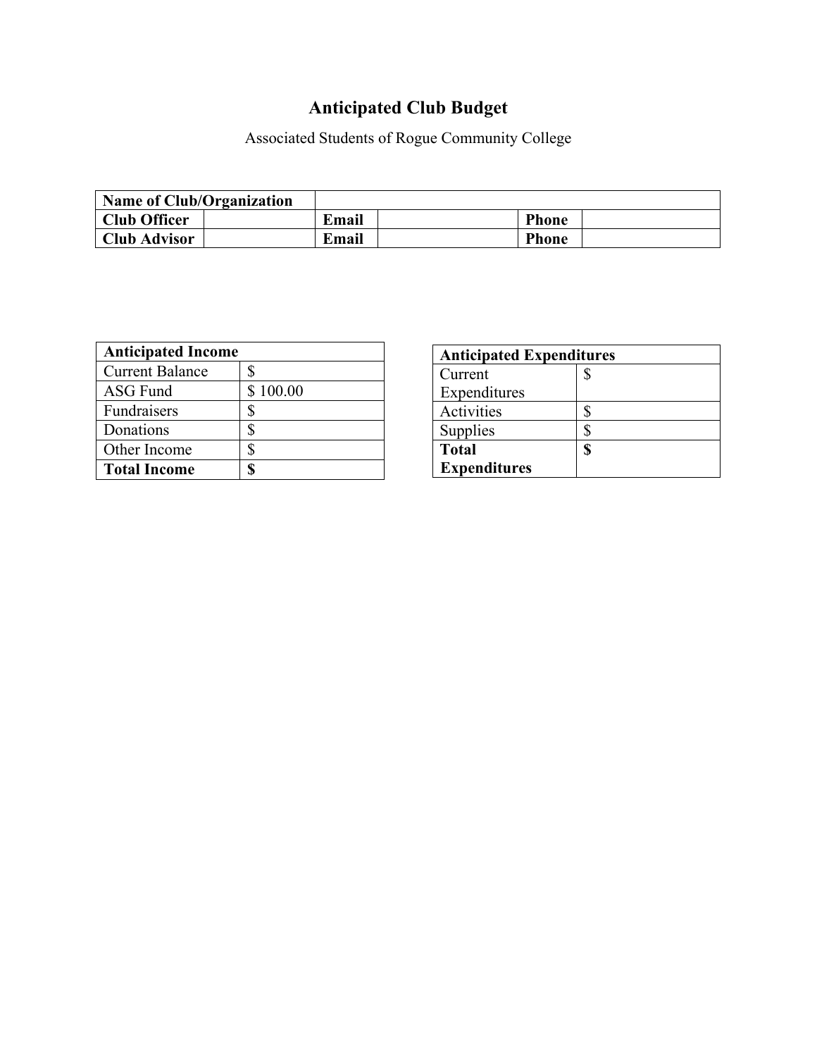# Anticipated Club Budget

Associated Students of Rogue Community College

| | | | | | |
|---|---|---|---|---|---|
| **Name of Club/Organization** | | | | | |
| **Club Officer** | | **Email** | | **Phone** | |
| **Club Advisor** | | **Email** | | **Phone** | |

| **Anticipated Income** | |
|---|---|
| Current Balance | $ |
| ASG Fund | $ 100.00 |
| Fundraisers | $ |
| Donations | $ |
| Other Income | $ |
| **Total Income** | **$** |

| **Anticipated Expenditures** | |
|---|---|
| Current Expenditures | $ |
| Activities | $ |
| Supplies | $ |
| **Total Expenditures** | **$** |